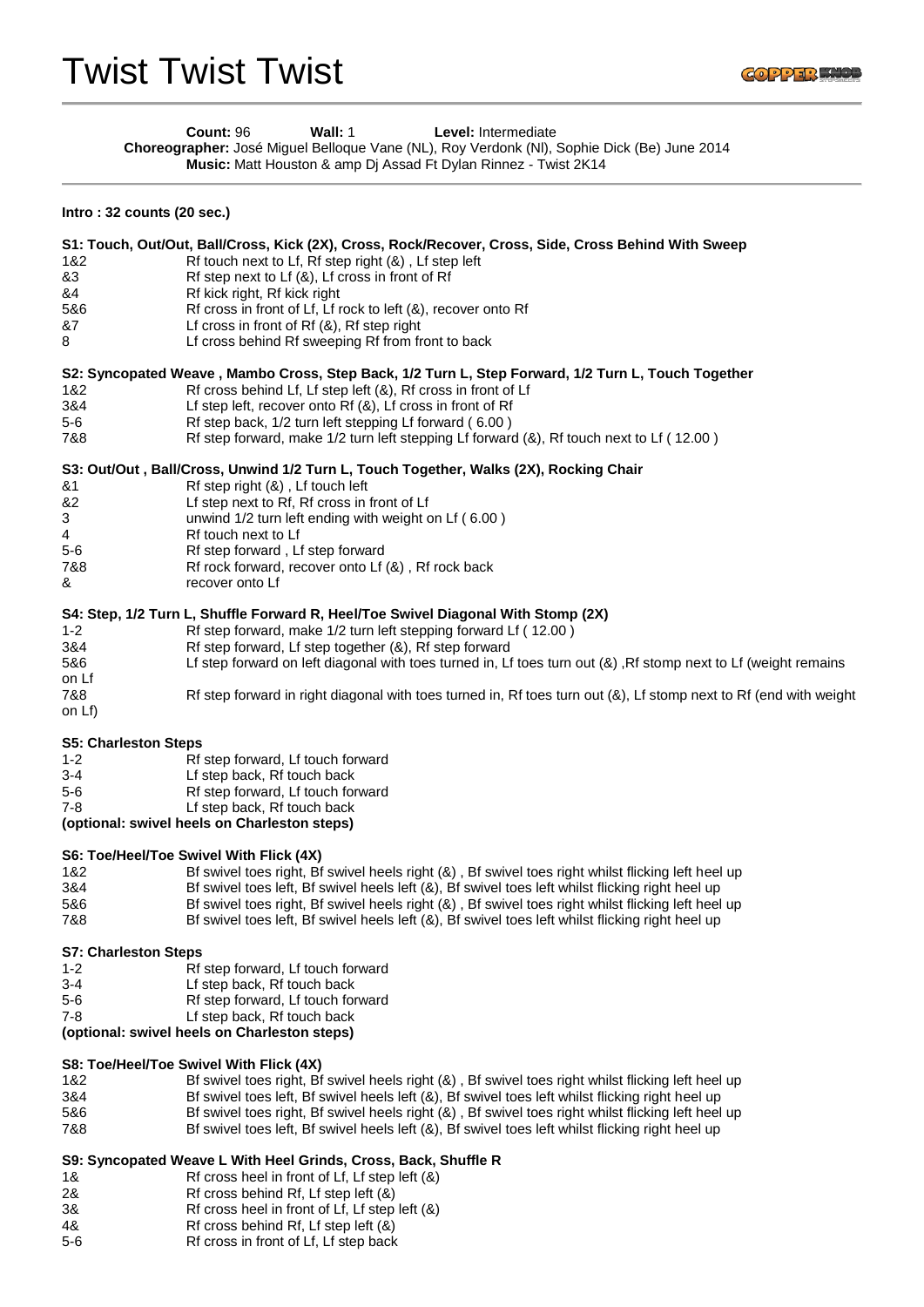# Twist Twist Twist

**Count:** 96 **Wall:** 1 **Level:** Intermediate
**Choreographer:** José Miguel Belloque Vane (NL), Roy Verdonk (Nl), Sophie Dick (Be) June 2014
**Music:** Matt Houston & amp Dj Assad Ft Dylan Rinnez - Twist 2K14

**Intro : 32 counts (20 sec.)**

**S1: Touch, Out/Out, Ball/Cross, Kick (2X), Cross, Rock/Recover, Cross, Side, Cross Behind With Sweep**

| | |
|---|---|
| 1&2 | Rf touch next to Lf, Rf step right (&) , Lf step left |
| &3 | Rf step next to Lf (&), Lf cross in front of Rf |
| &4 | Rf kick right, Rf kick right |
| 5&6 | Rf cross in front of Lf, Lf rock to left (&), recover onto Rf |
| &7 | Lf cross in front of Rf (&), Rf step right |
| 8 | Lf cross behind Rf sweeping Rf from front to back |

**S2: Syncopated Weave , Mambo Cross, Step Back, 1/2 Turn L, Step Forward, 1/2 Turn L, Touch Together**

| | |
|---|---|
| 1&2 | Rf cross behind Lf, Lf step left (&), Rf cross in front of Lf |
| 3&4 | Lf step left, recover onto Rf (&), Lf cross in front of Rf |
| 5-6 | Rf step back, 1/2 turn left stepping Lf forward ( 6.00 ) |
| 7&8 | Rf step forward, make 1/2 turn left stepping Lf forward (&), Rf touch next to Lf ( 12.00 ) |

**S3: Out/Out , Ball/Cross, Unwind 1/2 Turn L, Touch Together, Walks (2X), Rocking Chair**

| | |
|---|---|
| &1 | Rf step right (&) , Lf touch left |
| &2 | Lf step next to Rf, Rf cross in front of Lf |
| 3 | unwind 1/2 turn left ending with weight on Lf ( 6.00 ) |
| 4 | Rf touch next to Lf |
| 5-6 | Rf step forward , Lf step forward |
| 7&8 | Rf rock forward, recover onto Lf (&) , Rf rock back |
| & | recover onto Lf |

**S4: Step, 1/2 Turn L, Shuffle Forward R, Heel/Toe Swivel Diagonal With Stomp (2X)**

| | |
|---|---|
| 1-2 | Rf step forward, make 1/2 turn left stepping forward Lf ( 12.00 ) |
| 3&4 | Rf step forward, Lf step together (&), Rf step forward |
| 5&6 | Lf step forward on left diagonal with toes turned in, Lf toes turn out (&) ,Rf stomp next to Lf (weight remains on Lf |
| 7&8 | Rf step forward in right diagonal with toes turned in, Rf toes turn out (&), Lf stomp next to Rf (end with weight on Lf) |

**S5: Charleston Steps**

| | |
|---|---|
| 1-2 | Rf step forward, Lf touch forward |
| 3-4 | Lf step back, Rf touch back |
| 5-6 | Rf step forward, Lf touch forward |
| 7-8 | Lf step back, Rf touch back |

**(optional: swivel heels on Charleston steps)**

**S6: Toe/Heel/Toe Swivel With Flick (4X)**

| | |
|---|---|
| 1&2 | Bf swivel toes right, Bf swivel heels right (&) , Bf swivel toes right whilst flicking left heel up |
| 3&4 | Bf swivel toes left, Bf swivel heels left (&), Bf swivel toes left whilst flicking right heel up |
| 5&6 | Bf swivel toes right, Bf swivel heels right (&) , Bf swivel toes right whilst flicking left heel up |
| 7&8 | Bf swivel toes left, Bf swivel heels left (&), Bf swivel toes left whilst flicking right heel up |

**S7: Charleston Steps**

| | |
|---|---|
| 1-2 | Rf step forward, Lf touch forward |
| 3-4 | Lf step back, Rf touch back |
| 5-6 | Rf step forward, Lf touch forward |
| 7-8 | Lf step back, Rf touch back |

**(optional: swivel heels on Charleston steps)**

**S8: Toe/Heel/Toe Swivel With Flick (4X)**

| | |
|---|---|
| 1&2 | Bf swivel toes right, Bf swivel heels right (&) , Bf swivel toes right whilst flicking left heel up |
| 3&4 | Bf swivel toes left, Bf swivel heels left (&), Bf swivel toes left whilst flicking right heel up |
| 5&6 | Bf swivel toes right, Bf swivel heels right (&) , Bf swivel toes right whilst flicking left heel up |
| 7&8 | Bf swivel toes left, Bf swivel heels left (&), Bf swivel toes left whilst flicking right heel up |

**S9: Syncopated Weave L With Heel Grinds, Cross, Back, Shuffle R**

| | |
|---|---|
| 1& | Rf cross heel in front of Lf, Lf step left (&) |
| 2& | Rf cross behind Rf, Lf step left (&) |
| 3& | Rf cross heel in front of Lf, Lf step left (&) |
| 4& | Rf cross behind Rf, Lf step left (&) |
| 5-6 | Rf cross in front of Lf, Lf step back |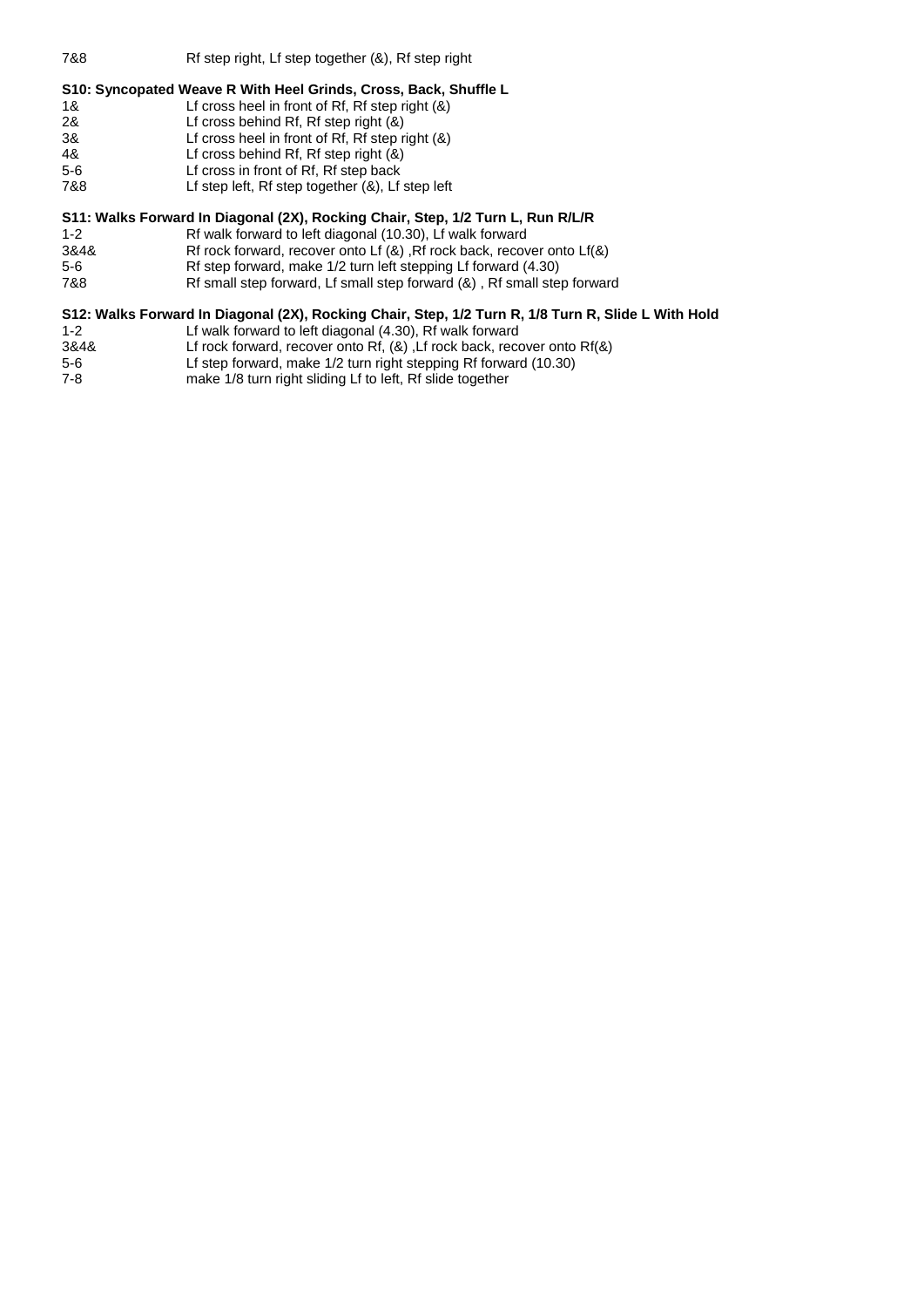| | |
|---|---|
| 7&8 | Rf step right, Lf step together (&), Rf step right |

**S10: Syncopated Weave R With Heel Grinds, Cross, Back, Shuffle L**

| | |
|---|---|
| 1& | Lf cross heel in front of Rf, Rf step right (&) |
| 2& | Lf cross behind Rf, Rf step right (&) |
| 3& | Lf cross heel in front of Rf, Rf step right (&) |
| 4& | Lf cross behind Rf, Rf step right (&) |
| 5-6 | Lf cross in front of Rf, Rf step back |
| 7&8 | Lf step left, Rf step together (&), Lf step left |

**S11: Walks Forward In Diagonal (2X), Rocking Chair, Step, 1/2 Turn L, Run R/L/R**

| | |
|---|---|
| 1-2 | Rf walk forward to left diagonal (10.30), Lf walk forward |
| 3&4& | Rf rock forward, recover onto Lf (&) ,Rf rock back, recover onto Lf(&) |
| 5-6 | Rf step forward, make 1/2 turn left stepping Lf forward (4.30) |
| 7&8 | Rf small step forward, Lf small step forward (&) , Rf small step forward |

**S12: Walks Forward In Diagonal (2X), Rocking Chair, Step, 1/2 Turn R, 1/8 Turn R, Slide L With Hold**

| | |
|---|---|
| 1-2 | Lf walk forward to left diagonal (4.30), Rf walk forward |
| 3&4& | Lf rock forward, recover onto Rf, (&) ,Lf rock back, recover onto Rf(&) |
| 5-6 | Lf step forward, make 1/2 turn right stepping Rf forward (10.30) |
| 7-8 | make 1/8 turn right sliding Lf to left, Rf slide together |